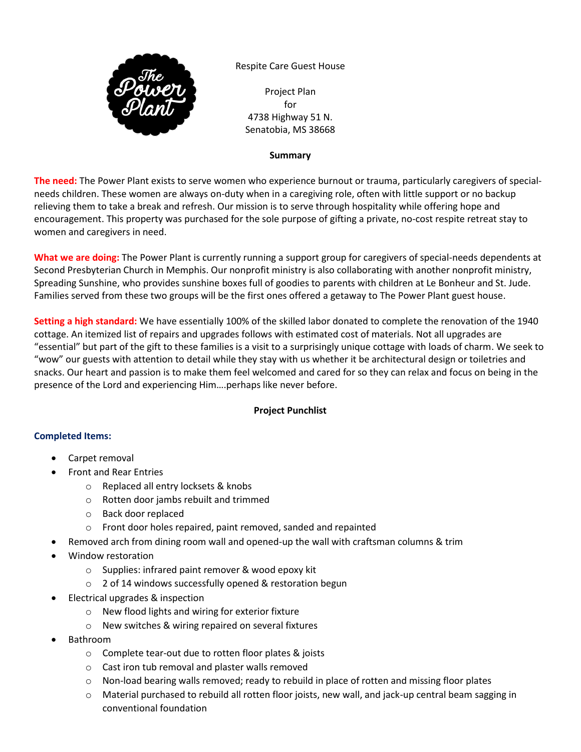Respite Care Guest House

Project Plan
for
4738 Highway 51 N.
Senatobia, MS 38668

**Summary**

**The need:** The Power Plant exists to serve women who experience burnout or trauma, particularly caregivers of special-needs children. These women are always on-duty when in a caregiving role, often with little support or no backup relieving them to take a break and refresh. Our mission is to serve through hospitality while offering hope and encouragement. This property was purchased for the sole purpose of gifting a private, no-cost respite retreat stay to women and caregivers in need.

**What we are doing:** The Power Plant is currently running a support group for caregivers of special-needs dependents at Second Presbyterian Church in Memphis. Our nonprofit ministry is also collaborating with another nonprofit ministry, Spreading Sunshine, who provides sunshine boxes full of goodies to parents with children at Le Bonheur and St. Jude. Families served from these two groups will be the first ones offered a getaway to The Power Plant guest house.

**Setting a high standard:** We have essentially 100% of the skilled labor donated to complete the renovation of the 1940 cottage. An itemized list of repairs and upgrades follows with estimated cost of materials. Not all upgrades are "essential" but part of the gift to these families is a visit to a surprisingly unique cottage with loads of charm. We seek to "wow" our guests with attention to detail while they stay with us whether it be architectural design or toiletries and snacks. Our heart and passion is to make them feel welcomed and cared for so they can relax and focus on being in the presence of the Lord and experiencing Him….perhaps like never before.

**Project Punchlist**

**Completed Items:**

- Carpet removal
- Front and Rear Entries
  - Replaced all entry locksets & knobs
  - Rotten door jambs rebuilt and trimmed
  - Back door replaced
  - Front door holes repaired, paint removed, sanded and repainted
- Removed arch from dining room wall and opened-up the wall with craftsman columns & trim
- Window restoration
  - Supplies: infrared paint remover & wood epoxy kit
  - 2 of 14 windows successfully opened & restoration begun
- Electrical upgrades & inspection
  - New flood lights and wiring for exterior fixture
  - New switches & wiring repaired on several fixtures
- Bathroom
  - Complete tear-out due to rotten floor plates & joists
  - Cast iron tub removal and plaster walls removed
  - Non-load bearing walls removed; ready to rebuild in place of rotten and missing floor plates
  - Material purchased to rebuild all rotten floor joists, new wall, and jack-up central beam sagging in conventional foundation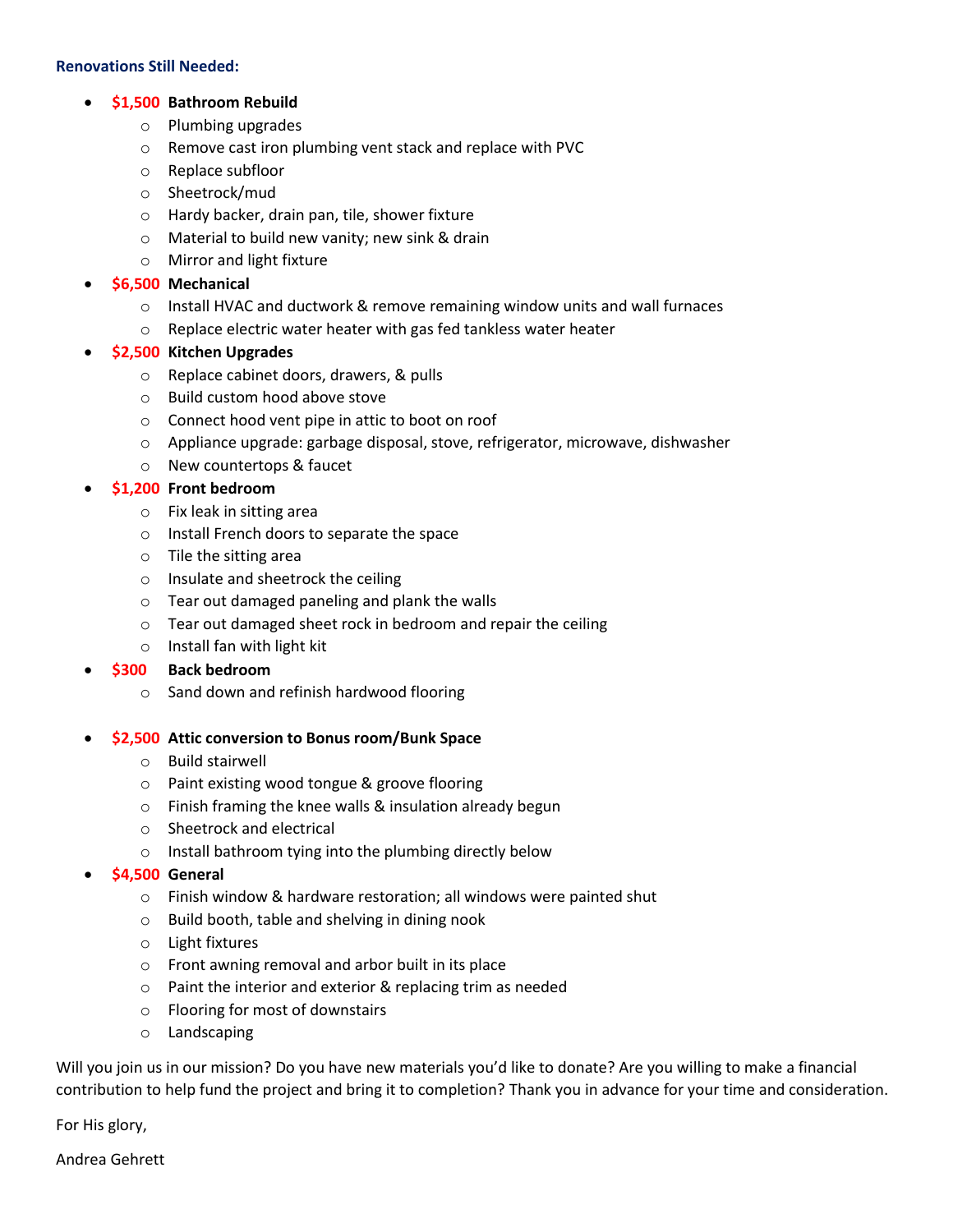**Renovations Still Needed:**

- **$1,500 Bathroom Rebuild**
  - Plumbing upgrades
  - Remove cast iron plumbing vent stack and replace with PVC
  - Replace subfloor
  - Sheetrock/mud
  - Hardy backer, drain pan, tile, shower fixture
  - Material to build new vanity; new sink & drain
  - Mirror and light fixture
- **$6,500 Mechanical**
  - Install HVAC and ductwork & remove remaining window units and wall furnaces
  - Replace electric water heater with gas fed tankless water heater
- **$2,500 Kitchen Upgrades**
  - Replace cabinet doors, drawers, & pulls
  - Build custom hood above stove
  - Connect hood vent pipe in attic to boot on roof
  - Appliance upgrade: garbage disposal, stove, refrigerator, microwave, dishwasher
  - New countertops & faucet
- **$1,200 Front bedroom**
  - Fix leak in sitting area
  - Install French doors to separate the space
  - Tile the sitting area
  - Insulate and sheetrock the ceiling
  - Tear out damaged paneling and plank the walls
  - Tear out damaged sheet rock in bedroom and repair the ceiling
  - Install fan with light kit
- **$300 Back bedroom**
  - Sand down and refinish hardwood flooring
- **$2,500 Attic conversion to Bonus room/Bunk Space**
  - Build stairwell
  - Paint existing wood tongue & groove flooring
  - Finish framing the knee walls & insulation already begun
  - Sheetrock and electrical
  - Install bathroom tying into the plumbing directly below
- **$4,500 General**
  - Finish window & hardware restoration; all windows were painted shut
  - Build booth, table and shelving in dining nook
  - Light fixtures
  - Front awning removal and arbor built in its place
  - Paint the interior and exterior & replacing trim as needed
  - Flooring for most of downstairs
  - Landscaping

Will you join us in our mission? Do you have new materials you'd like to donate? Are you willing to make a financial contribution to help fund the project and bring it to completion? Thank you in advance for your time and consideration.

For His glory,

Andrea Gehrett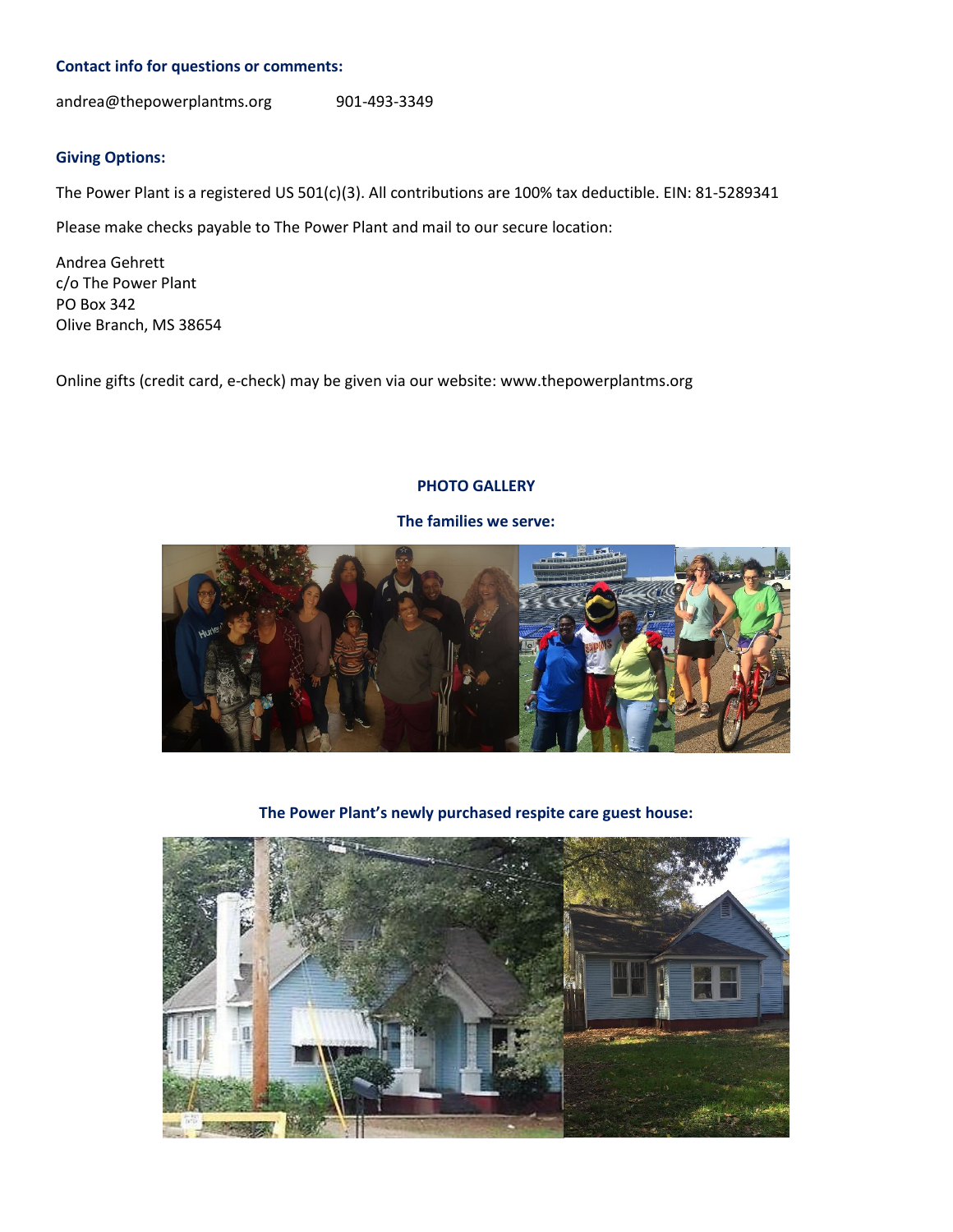**Contact info for questions or comments:**

andrea@thepowerplantms.org 901-493-3349

**Giving Options:**

The Power Plant is a registered US 501(c)(3). All contributions are 100% tax deductible. EIN: 81-5289341

Please make checks payable to The Power Plant and mail to our secure location:

Andrea Gehrett
c/o The Power Plant
PO Box 342
Olive Branch, MS 38654

Online gifts (credit card, e-check) may be given via our website: www.thepowerplantms.org

**PHOTO GALLERY**

**The families we serve:**

**The Power Plant's newly purchased respite care guest house:**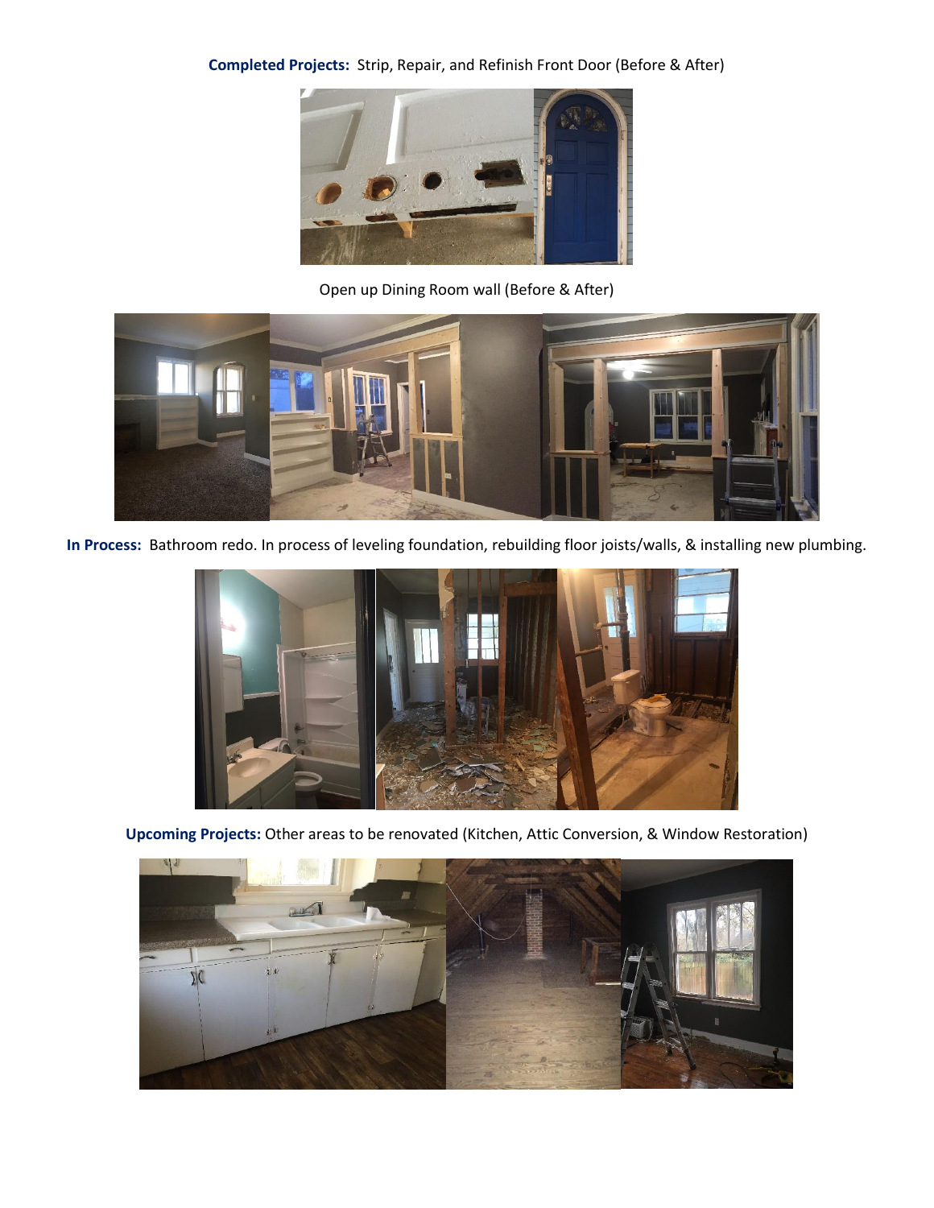**Completed Projects:** Strip, Repair, and Refinish Front Door (Before & After)

Open up Dining Room wall (Before & After)

**In Process:** Bathroom redo. In process of leveling foundation, rebuilding floor joists/walls, & installing new plumbing.

**Upcoming Projects:** Other areas to be renovated (Kitchen, Attic Conversion, & Window Restoration)